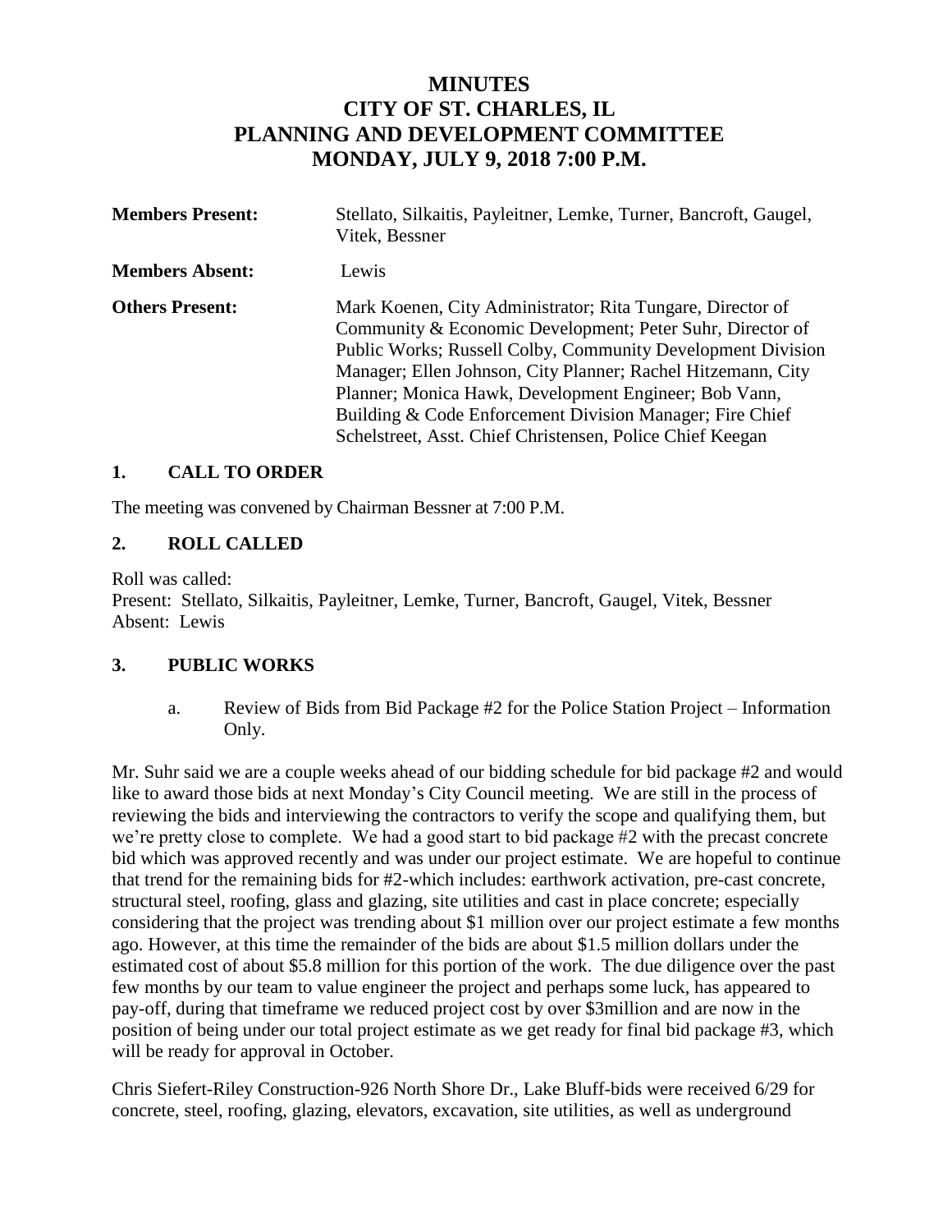# MINUTES
# CITY OF ST. CHARLES, IL
# PLANNING AND DEVELOPMENT COMMITTEE
# MONDAY, JULY 9, 2018 7:00 P.M.

| | |
|---|---|
| **Members Present:** | Stellato, Silkaitis, Payleitner, Lemke, Turner, Bancroft, Gaugel, Vitek, Bessner |
| **Members Absent:** | Lewis |
| **Others Present:** | Mark Koenen, City Administrator; Rita Tungare, Director of Community & Economic Development; Peter Suhr, Director of Public Works; Russell Colby, Community Development Division Manager; Ellen Johnson, City Planner; Rachel Hitzemann, City Planner; Monica Hawk, Development Engineer; Bob Vann, Building & Code Enforcement Division Manager; Fire Chief Schelstreet, Asst. Chief Christensen, Police Chief Keegan |

## 1. CALL TO ORDER

The meeting was convened by Chairman Bessner at 7:00 P.M.

## 2. ROLL CALLED

Roll was called:
Present: Stellato, Silkaitis, Payleitner, Lemke, Turner, Bancroft, Gaugel, Vitek, Bessner
Absent: Lewis

## 3. PUBLIC WORKS

a. Review of Bids from Bid Package #2 for the Police Station Project – Information Only.

Mr. Suhr said we are a couple weeks ahead of our bidding schedule for bid package #2 and would like to award those bids at next Monday's City Council meeting. We are still in the process of reviewing the bids and interviewing the contractors to verify the scope and qualifying them, but we're pretty close to complete. We had a good start to bid package #2 with the precast concrete bid which was approved recently and was under our project estimate. We are hopeful to continue that trend for the remaining bids for #2-which includes: earthwork activation, pre-cast concrete, structural steel, roofing, glass and glazing, site utilities and cast in place concrete; especially considering that the project was trending about $1 million over our project estimate a few months ago. However, at this time the remainder of the bids are about $1.5 million dollars under the estimated cost of about $5.8 million for this portion of the work. The due diligence over the past few months by our team to value engineer the project and perhaps some luck, has appeared to pay-off, during that timeframe we reduced project cost by over $3million and are now in the position of being under our total project estimate as we get ready for final bid package #3, which will be ready for approval in October.

Chris Siefert-Riley Construction-926 North Shore Dr., Lake Bluff-bids were received 6/29 for concrete, steel, roofing, glazing, elevators, excavation, site utilities, as well as underground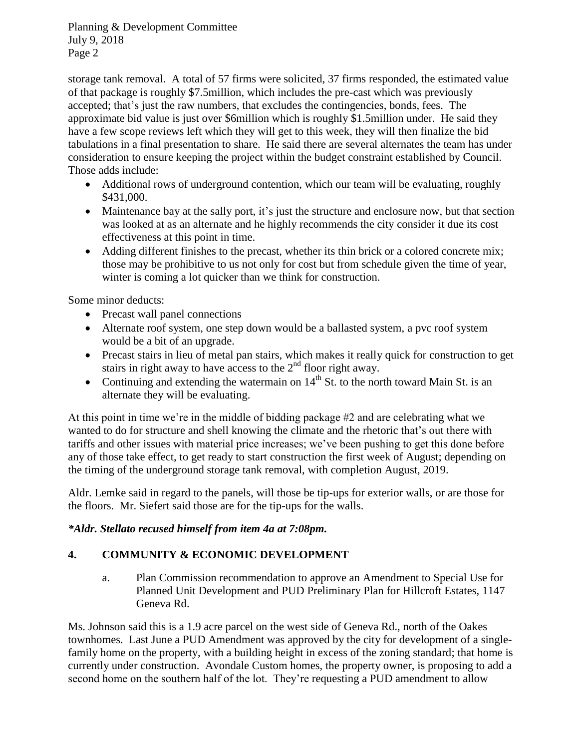storage tank removal. A total of 57 firms were solicited, 37 firms responded, the estimated value of that package is roughly $7.5million, which includes the pre-cast which was previously accepted; that's just the raw numbers, that excludes the contingencies, bonds, fees. The approximate bid value is just over $6million which is roughly $1.5million under. He said they have a few scope reviews left which they will get to this week, they will then finalize the bid tabulations in a final presentation to share. He said there are several alternates the team has under consideration to ensure keeping the project within the budget constraint established by Council. Those adds include:

- Additional rows of underground contention, which our team will be evaluating, roughly $431,000.
- Maintenance bay at the sally port, it's just the structure and enclosure now, but that section was looked at as an alternate and he highly recommends the city consider it due its cost effectiveness at this point in time.
- Adding different finishes to the precast, whether its thin brick or a colored concrete mix; those may be prohibitive to us not only for cost but from schedule given the time of year, winter is coming a lot quicker than we think for construction.

Some minor deducts:

- Precast wall panel connections
- Alternate roof system, one step down would be a ballasted system, a pvc roof system would be a bit of an upgrade.
- Precast stairs in lieu of metal pan stairs, which makes it really quick for construction to get stairs in right away to have access to the 2nd floor right away.
- Continuing and extending the watermain on 14th St. to the north toward Main St. is an alternate they will be evaluating.

At this point in time we're in the middle of bidding package #2 and are celebrating what we wanted to do for structure and shell knowing the climate and the rhetoric that's out there with tariffs and other issues with material price increases; we've been pushing to get this done before any of those take effect, to get ready to start construction the first week of August; depending on the timing of the underground storage tank removal, with completion August, 2019.

Aldr. Lemke said in regard to the panels, will those be tip-ups for exterior walls, or are those for the floors. Mr. Siefert said those are for the tip-ups for the walls.

***Aldr. Stellato recused himself from item 4a at 7:08pm.***

## 4. COMMUNITY & ECONOMIC DEVELOPMENT

a. Plan Commission recommendation to approve an Amendment to Special Use for Planned Unit Development and PUD Preliminary Plan for Hillcroft Estates, 1147 Geneva Rd.

Ms. Johnson said this is a 1.9 acre parcel on the west side of Geneva Rd., north of the Oakes townhomes. Last June a PUD Amendment was approved by the city for development of a single-family home on the property, with a building height in excess of the zoning standard; that home is currently under construction. Avondale Custom homes, the property owner, is proposing to add a second home on the southern half of the lot. They're requesting a PUD amendment to allow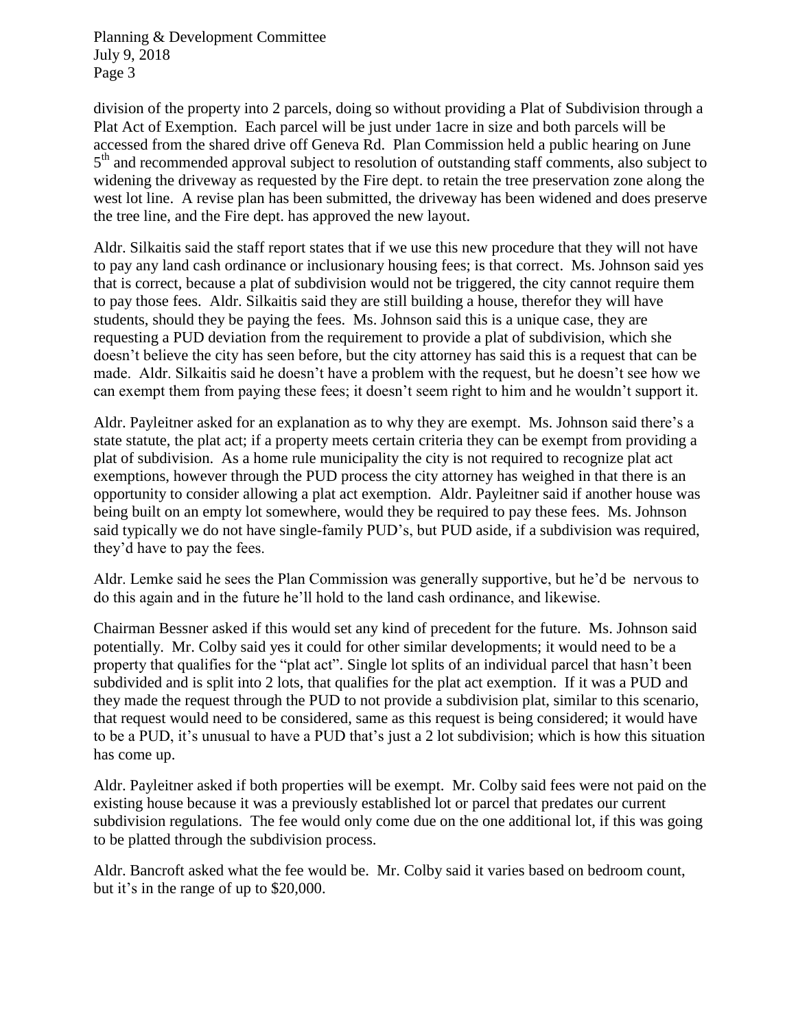division of the property into 2 parcels, doing so without providing a Plat of Subdivision through a Plat Act of Exemption. Each parcel will be just under 1acre in size and both parcels will be accessed from the shared drive off Geneva Rd. Plan Commission held a public hearing on June 5th and recommended approval subject to resolution of outstanding staff comments, also subject to widening the driveway as requested by the Fire dept. to retain the tree preservation zone along the west lot line. A revise plan has been submitted, the driveway has been widened and does preserve the tree line, and the Fire dept. has approved the new layout.

Aldr. Silkaitis said the staff report states that if we use this new procedure that they will not have to pay any land cash ordinance or inclusionary housing fees; is that correct. Ms. Johnson said yes that is correct, because a plat of subdivision would not be triggered, the city cannot require them to pay those fees. Aldr. Silkaitis said they are still building a house, therefor they will have students, should they be paying the fees. Ms. Johnson said this is a unique case, they are requesting a PUD deviation from the requirement to provide a plat of subdivision, which she doesn't believe the city has seen before, but the city attorney has said this is a request that can be made. Aldr. Silkaitis said he doesn't have a problem with the request, but he doesn't see how we can exempt them from paying these fees; it doesn't seem right to him and he wouldn't support it.

Aldr. Payleitner asked for an explanation as to why they are exempt. Ms. Johnson said there's a state statute, the plat act; if a property meets certain criteria they can be exempt from providing a plat of subdivision. As a home rule municipality the city is not required to recognize plat act exemptions, however through the PUD process the city attorney has weighed in that there is an opportunity to consider allowing a plat act exemption. Aldr. Payleitner said if another house was being built on an empty lot somewhere, would they be required to pay these fees. Ms. Johnson said typically we do not have single-family PUD's, but PUD aside, if a subdivision was required, they'd have to pay the fees.

Aldr. Lemke said he sees the Plan Commission was generally supportive, but he'd be nervous to do this again and in the future he'll hold to the land cash ordinance, and likewise.

Chairman Bessner asked if this would set any kind of precedent for the future. Ms. Johnson said potentially. Mr. Colby said yes it could for other similar developments; it would need to be a property that qualifies for the "plat act". Single lot splits of an individual parcel that hasn't been subdivided and is split into 2 lots, that qualifies for the plat act exemption. If it was a PUD and they made the request through the PUD to not provide a subdivision plat, similar to this scenario, that request would need to be considered, same as this request is being considered; it would have to be a PUD, it's unusual to have a PUD that's just a 2 lot subdivision; which is how this situation has come up.

Aldr. Payleitner asked if both properties will be exempt. Mr. Colby said fees were not paid on the existing house because it was a previously established lot or parcel that predates our current subdivision regulations. The fee would only come due on the one additional lot, if this was going to be platted through the subdivision process.

Aldr. Bancroft asked what the fee would be. Mr. Colby said it varies based on bedroom count, but it's in the range of up to $20,000.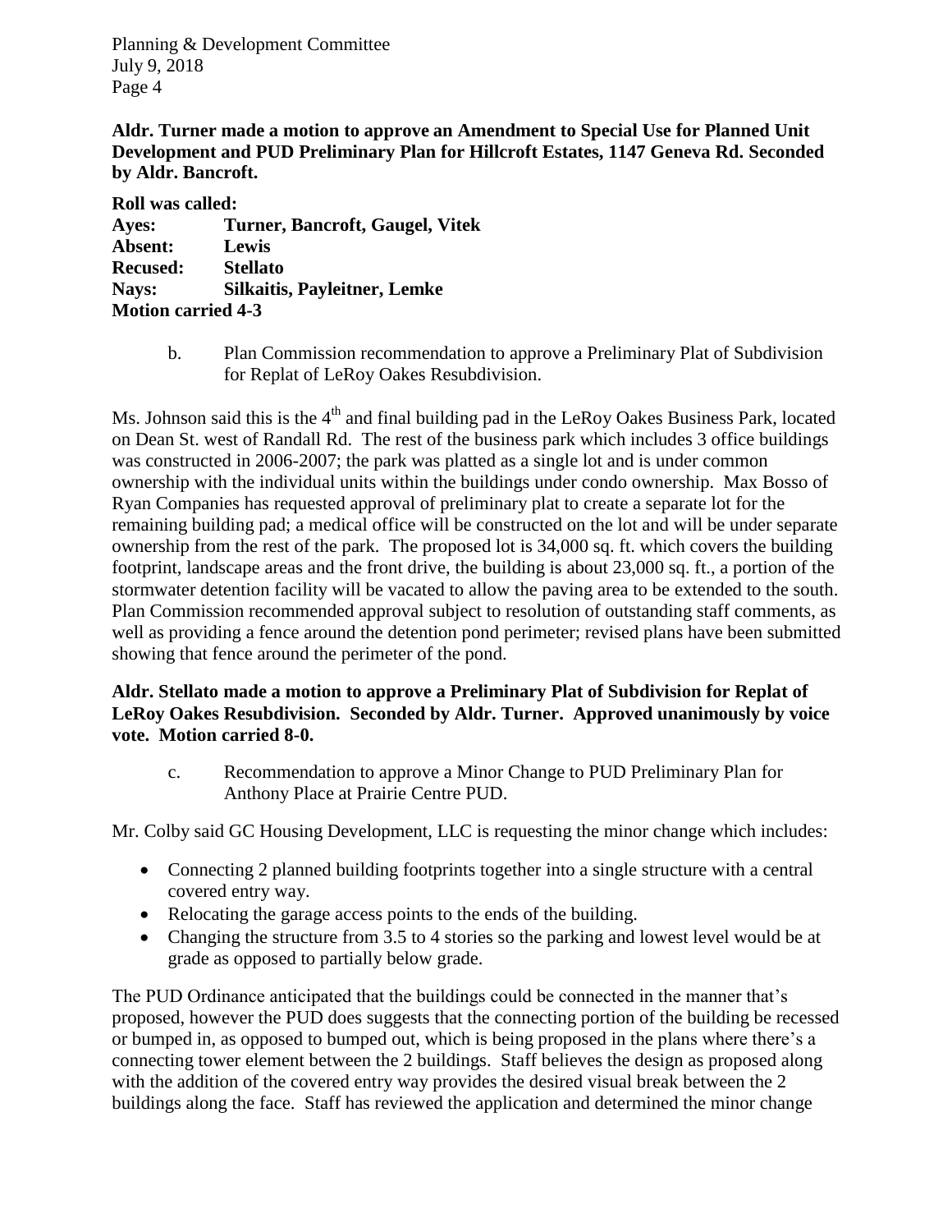**Aldr. Turner made a motion to approve an Amendment to Special Use for Planned Unit Development and PUD Preliminary Plan for Hillcroft Estates, 1147 Geneva Rd. Seconded by Aldr. Bancroft.**

**Roll was called:**
**Ayes: Turner, Bancroft, Gaugel, Vitek**
**Absent: Lewis**
**Recused: Stellato**
**Nays: Silkaitis, Payleitner, Lemke**
**Motion carried 4-3**

b. Plan Commission recommendation to approve a Preliminary Plat of Subdivision for Replat of LeRoy Oakes Resubdivision.

Ms. Johnson said this is the 4th and final building pad in the LeRoy Oakes Business Park, located on Dean St. west of Randall Rd. The rest of the business park which includes 3 office buildings was constructed in 2006-2007; the park was platted as a single lot and is under common ownership with the individual units within the buildings under condo ownership. Max Bosso of Ryan Companies has requested approval of preliminary plat to create a separate lot for the remaining building pad; a medical office will be constructed on the lot and will be under separate ownership from the rest of the park. The proposed lot is 34,000 sq. ft. which covers the building footprint, landscape areas and the front drive, the building is about 23,000 sq. ft., a portion of the stormwater detention facility will be vacated to allow the paving area to be extended to the south. Plan Commission recommended approval subject to resolution of outstanding staff comments, as well as providing a fence around the detention pond perimeter; revised plans have been submitted showing that fence around the perimeter of the pond.

**Aldr. Stellato made a motion to approve a Preliminary Plat of Subdivision for Replat of LeRoy Oakes Resubdivision. Seconded by Aldr. Turner. Approved unanimously by voice vote. Motion carried 8-0.**

c. Recommendation to approve a Minor Change to PUD Preliminary Plan for Anthony Place at Prairie Centre PUD.

Mr. Colby said GC Housing Development, LLC is requesting the minor change which includes:

- Connecting 2 planned building footprints together into a single structure with a central covered entry way.
- Relocating the garage access points to the ends of the building.
- Changing the structure from 3.5 to 4 stories so the parking and lowest level would be at grade as opposed to partially below grade.

The PUD Ordinance anticipated that the buildings could be connected in the manner that's proposed, however the PUD does suggests that the connecting portion of the building be recessed or bumped in, as opposed to bumped out, which is being proposed in the plans where there's a connecting tower element between the 2 buildings. Staff believes the design as proposed along with the addition of the covered entry way provides the desired visual break between the 2 buildings along the face. Staff has reviewed the application and determined the minor change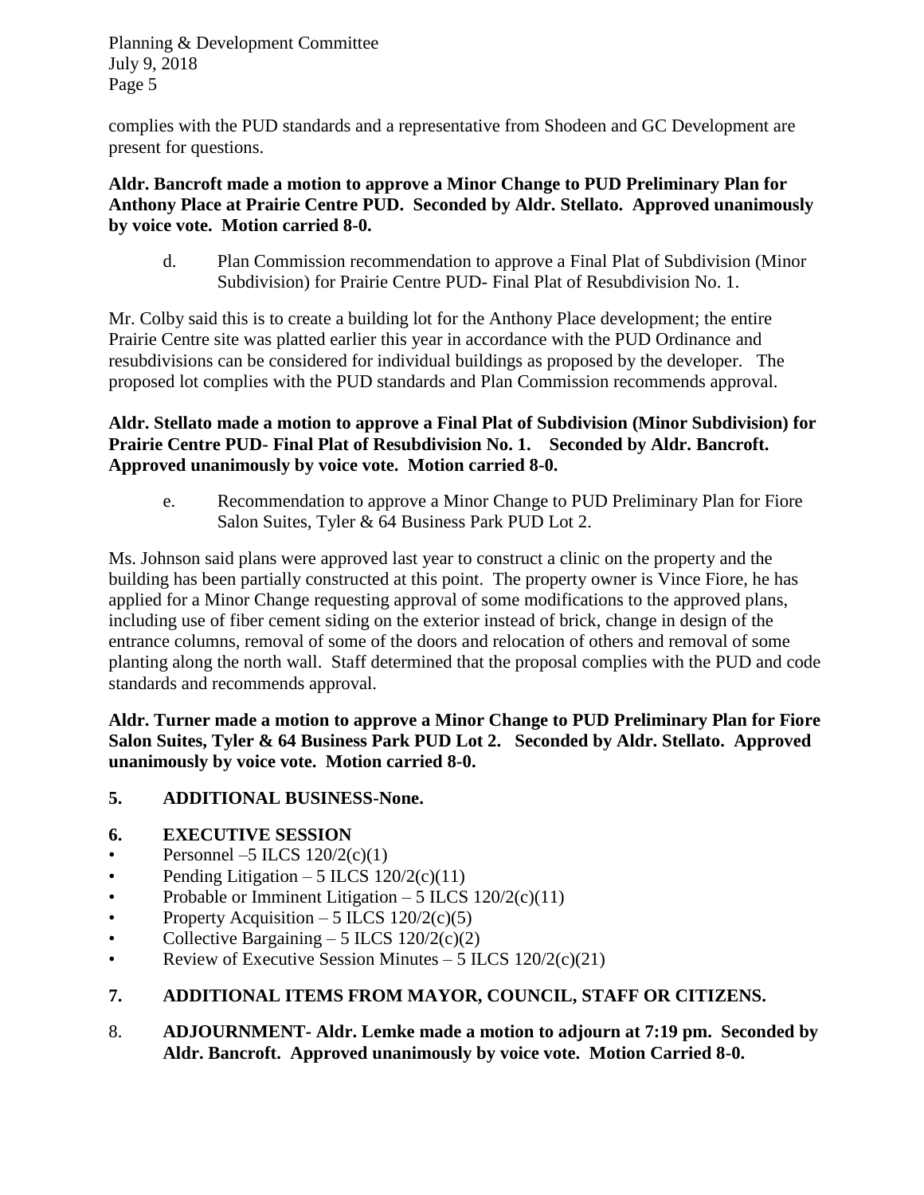complies with the PUD standards and a representative from Shodeen and GC Development are present for questions.

**Aldr. Bancroft made a motion to approve a Minor Change to PUD Preliminary Plan for Anthony Place at Prairie Centre PUD. Seconded by Aldr. Stellato. Approved unanimously by voice vote. Motion carried 8-0.**

d. Plan Commission recommendation to approve a Final Plat of Subdivision (Minor Subdivision) for Prairie Centre PUD- Final Plat of Resubdivision No. 1.

Mr. Colby said this is to create a building lot for the Anthony Place development; the entire Prairie Centre site was platted earlier this year in accordance with the PUD Ordinance and resubdivisions can be considered for individual buildings as proposed by the developer. The proposed lot complies with the PUD standards and Plan Commission recommends approval.

**Aldr. Stellato made a motion to approve a Final Plat of Subdivision (Minor Subdivision) for Prairie Centre PUD- Final Plat of Resubdivision No. 1. Seconded by Aldr. Bancroft. Approved unanimously by voice vote. Motion carried 8-0.**

e. Recommendation to approve a Minor Change to PUD Preliminary Plan for Fiore Salon Suites, Tyler & 64 Business Park PUD Lot 2.

Ms. Johnson said plans were approved last year to construct a clinic on the property and the building has been partially constructed at this point. The property owner is Vince Fiore, he has applied for a Minor Change requesting approval of some modifications to the approved plans, including use of fiber cement siding on the exterior instead of brick, change in design of the entrance columns, removal of some of the doors and relocation of others and removal of some planting along the north wall. Staff determined that the proposal complies with the PUD and code standards and recommends approval.

**Aldr. Turner made a motion to approve a Minor Change to PUD Preliminary Plan for Fiore Salon Suites, Tyler & 64 Business Park PUD Lot 2. Seconded by Aldr. Stellato. Approved unanimously by voice vote. Motion carried 8-0.**

**5. ADDITIONAL BUSINESS-None.**

**6. EXECUTIVE SESSION**

- Personnel –5 ILCS 120/2(c)(1)
- Pending Litigation – 5 ILCS 120/2(c)(11)
- Probable or Imminent Litigation – 5 ILCS 120/2(c)(11)
- Property Acquisition – 5 ILCS 120/2(c)(5)
- Collective Bargaining – 5 ILCS 120/2(c)(2)
- Review of Executive Session Minutes – 5 ILCS 120/2(c)(21)

**7. ADDITIONAL ITEMS FROM MAYOR, COUNCIL, STAFF OR CITIZENS.**

8. **ADJOURNMENT- Aldr. Lemke made a motion to adjourn at 7:19 pm. Seconded by Aldr. Bancroft. Approved unanimously by voice vote. Motion Carried 8-0.**